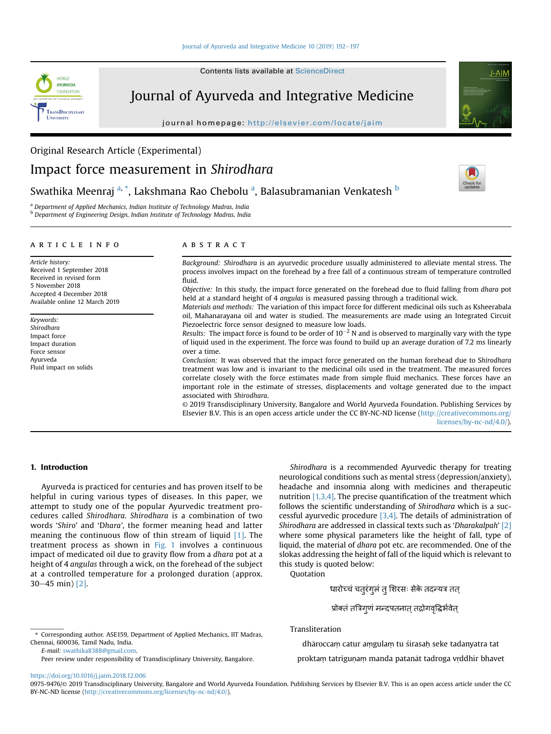Original Research Article (Experimental)

# Impact force measurement in *Shirodhara*

Swathika Meenraj [a,*], Lakshmana Rao Chebolu [a], Balasubramanian Venkatesh [b]

[a] Department of Applied Mechanics, Indian Institute of Technology Madras, India
[b] Department of Engineering Design, Indian Institute of Technology Madras, India

## ARTICLE INFO

*Article history:*
Received 1 September 2018
Received in revised form
5 November 2018
Accepted 4 December 2018
Available online 12 March 2019

*Keywords:*
*Shirodhara*
Impact force
Impact duration
Force sensor
Ayurveda
Fluid impact on solids

## ABSTRACT

*Background:* *Shirodhara* is an ayurvedic procedure usually administered to alleviate mental stress. The process involves impact on the forehead by a free fall of a continuous stream of temperature controlled fluid.

*Objective:* In this study, the impact force generated on the forehead due to fluid falling from *dhara* pot held at a standard height of 4 *angulas* is measured passing through a traditional wick.

*Materials and methods:* The variation of this impact force for different medicinal oils such as Ksheerabala oil, Mahanarayana oil and water is studied. The measurements are made using an Integrated Circuit Piezoelectric force sensor designed to measure low loads.

*Results:* The impact force is found to be order of $10^{-2}$ N and is observed to marginally vary with the type of liquid used in the experiment. The force was found to build up an average duration of 7.2 ms linearly over a time.

*Conclusion:* It was observed that the impact force generated on the human forehead due to *Shirodhara* treatment was low and is invariant to the medicinal oils used in the treatment. The measured forces correlate closely with the force estimates made from simple fluid mechanics. These forces have an important role in the estimate of stresses, displacements and voltage generated due to the impact associated with *Shirodhara*.

© 2019 Transdisciplinary University, Bangalore and World Ayurveda Foundation. Publishing Services by Elsevier B.V. This is an open access article under the CC BY-NC-ND license (http://creativecommons.org/licenses/by-nc-nd/4.0/).

## 1. Introduction

Ayurveda is practiced for centuries and has proven itself to be helpful in curing various types of diseases. In this paper, we attempt to study one of the popular Ayurvedic treatment procedures called *Shirodhara*. *Shirodhara* is a combination of two words '*Shiro*' and '*Dhara*', the former meaning head and latter meaning the continuous flow of thin stream of liquid [1]. The treatment process as shown in Fig. 1 involves a continuous impact of medicated oil due to gravity flow from a *dhara* pot at a height of 4 *angulas* through a wick, on the forehead of the subject at a controlled temperature for a prolonged duration (approx. 30–45 min) [2].

*Shirodhara* is a recommended Ayurvedic therapy for treating neurological conditions such as mental stress (depression/anxiety), headache and insomnia along with medicines and therapeutic nutrition [1,3,4]. The precise quantification of the treatment which follows the scientific understanding of *Shirodhara* which is a successful ayurvedic procedure [3,4]. The details of administration of *Shirodhara* are addressed in classical texts such as '*Dharakalpah*' [2] where some physical parameters like the height of fall, type of liquid, the material of *dhara* pot etc. are recommended. One of the slokas addressing the height of fall of the liquid which is relevant to this study is quoted below:

Quotation

धारोच्चं चतुरंगुलं तु शिरसः सेके तदन्यत्र तत्

प्रोक्तं तत्रिगुणं मन्दपतनात् तद्रोगवृद्धिर्भवेत्

Transliteration

dhāroccaṃ catur aṃgulaṃ tu śirasaḥ seke tadanyatra tat

proktaṃ tatriguṇaṃ manda patanāt tadroga vṛddhir bhavet

\* Corresponding author. ASE159, Department of Applied Mechanics, IIT Madras, Chennai, 600036, Tamil Nadu, India.
*E-mail:* swathika8388@gmail.com.
Peer review under responsibility of Transdisciplinary University, Bangalore.

https://doi.org/10.1016/j.jaim.2018.12.006
0975-9476/© 2019 Transdisciplinary University, Bangalore and World Ayurveda Foundation. Publishing Services by Elsevier B.V. This is an open access article under the CC BY-NC-ND license (http://creativecommons.org/licenses/by-nc-nd/4.0/).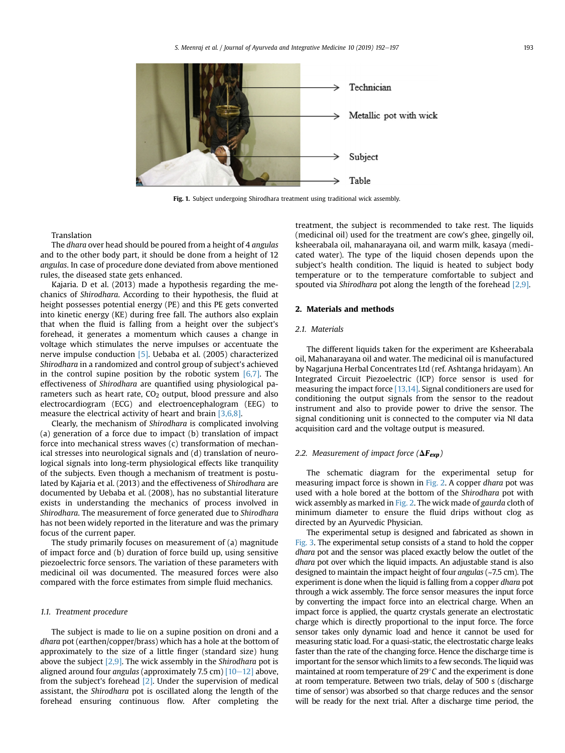Fig. 1. Subject undergoing Shirodhara treatment using traditional wick assembly.

Translation

The *dhara* over head should be poured from a height of 4 *angulas* and to the other body part, it should be done from a height of 12 *angulas*. In case of procedure done deviated from above mentioned rules, the diseased state gets enhanced.

Kajaria. D et al. (2013) made a hypothesis regarding the mechanics of *Shirodhara*. According to their hypothesis, the fluid at height possesses potential energy (PE) and this PE gets converted into kinetic energy (KE) during free fall. The authors also explain that when the fluid is falling from a height over the subject's forehead, it generates a momentum which causes a change in voltage which stimulates the nerve impulses or accentuate the nerve impulse conduction [5]. Uebaba et al. (2005) characterized *Shirodhara* in a randomized and control group of subject's achieved in the control supine position by the robotic system [6,7]. The effectiveness of *Shirodhara* are quantified using physiological parameters such as heart rate, $CO_2$ output, blood pressure and also electrocardiogram (ECG) and electroencephalogram (EEG) to measure the electrical activity of heart and brain [3,6,8].

Clearly, the mechanism of *Shirodhara* is complicated involving (a) generation of a force due to impact (b) translation of impact force into mechanical stress waves (c) transformation of mechanical stresses into neurological signals and (d) translation of neurological signals into long-term physiological effects like tranquility of the subjects. Even though a mechanism of treatment is postulated by Kajaria et al. (2013) and the effectiveness of *Shirodhara* are documented by Uebaba et al. (2008), has no substantial literature exists in understanding the mechanics of process involved in *Shirodhara*. The measurement of force generated due to *Shirodhara* has not been widely reported in the literature and was the primary focus of the current paper.

The study primarily focuses on measurement of (a) magnitude of impact force and (b) duration of force build up, using sensitive piezoelectric force sensors. The variation of these parameters with medicinal oil was documented. The measured forces were also compared with the force estimates from simple fluid mechanics.

### 1.1. Treatment procedure

The subject is made to lie on a supine position on droni and a *dhara* pot (earthen/copper/brass) which has a hole at the bottom of approximately to the size of a little finger (standard size) hung above the subject [2,9]. The wick assembly in the *Shirodhara* pot is aligned around four *angulas* (approximately 7.5 cm) [10–12] above, from the subject's forehead [2]. Under the supervision of medical assistant, the *Shirodhara* pot is oscillated along the length of the forehead ensuring continuous flow. After completing the treatment, the subject is recommended to take rest. The liquids (medicinal oil) used for the treatment are cow's ghee, gingelly oil, ksheerabala oil, mahanarayana oil, and warm milk, kasaya (medicated water). The type of the liquid chosen depends upon the subject's health condition. The liquid is heated to subject body temperature or to the temperature comfortable to subject and spouted via *Shirodhara* pot along the length of the forehead [2,9].

## 2. Materials and methods

### 2.1. Materials

The different liquids taken for the experiment are Ksheerabala oil, Mahanarayana oil and water. The medicinal oil is manufactured by Nagarjuna Herbal Concentrates Ltd (ref. Ashtanga hridayam). An Integrated Circuit Piezoelectric (ICP) force sensor is used for measuring the impact force [13,14]. Signal conditioners are used for conditioning the output signals from the sensor to the readout instrument and also to provide power to drive the sensor. The signal conditioning unit is connected to the computer via NI data acquisition card and the voltage output is measured.

### 2.2. Measurement of impact force ($\Delta F_{exp}$)

The schematic diagram for the experimental setup for measuring impact force is shown in Fig. 2. A copper *dhara* pot was used with a hole bored at the bottom of the *Shirodhara* pot with wick assembly as marked in Fig. 2. The wick made of *gaurda* cloth of minimum diameter to ensure the fluid drips without clog as directed by an Ayurvedic Physician.

The experimental setup is designed and fabricated as shown in Fig. 3. The experimental setup consists of a stand to hold the copper *dhara* pot and the sensor was placed exactly below the outlet of the *dhara* pot over which the liquid impacts. An adjustable stand is also designed to maintain the impact height of four *angulas* (~7.5 cm). The experiment is done when the liquid is falling from a copper *dhara* pot through a wick assembly. The force sensor measures the input force by converting the impact force into an electrical charge. When an impact force is applied, the quartz crystals generate an electrostatic charge which is directly proportional to the input force. The force sensor takes only dynamic load and hence it cannot be used for measuring static load. For a quasi-static, the electrostatic charge leaks faster than the rate of the changing force. Hence the discharge time is important for the sensor which limits to a few seconds. The liquid was maintained at room temperature of 29°C and the experiment is done at room temperature. Between two trials, delay of 500 s (discharge time of sensor) was absorbed so that charge reduces and the sensor will be ready for the next trial. After a discharge time period, the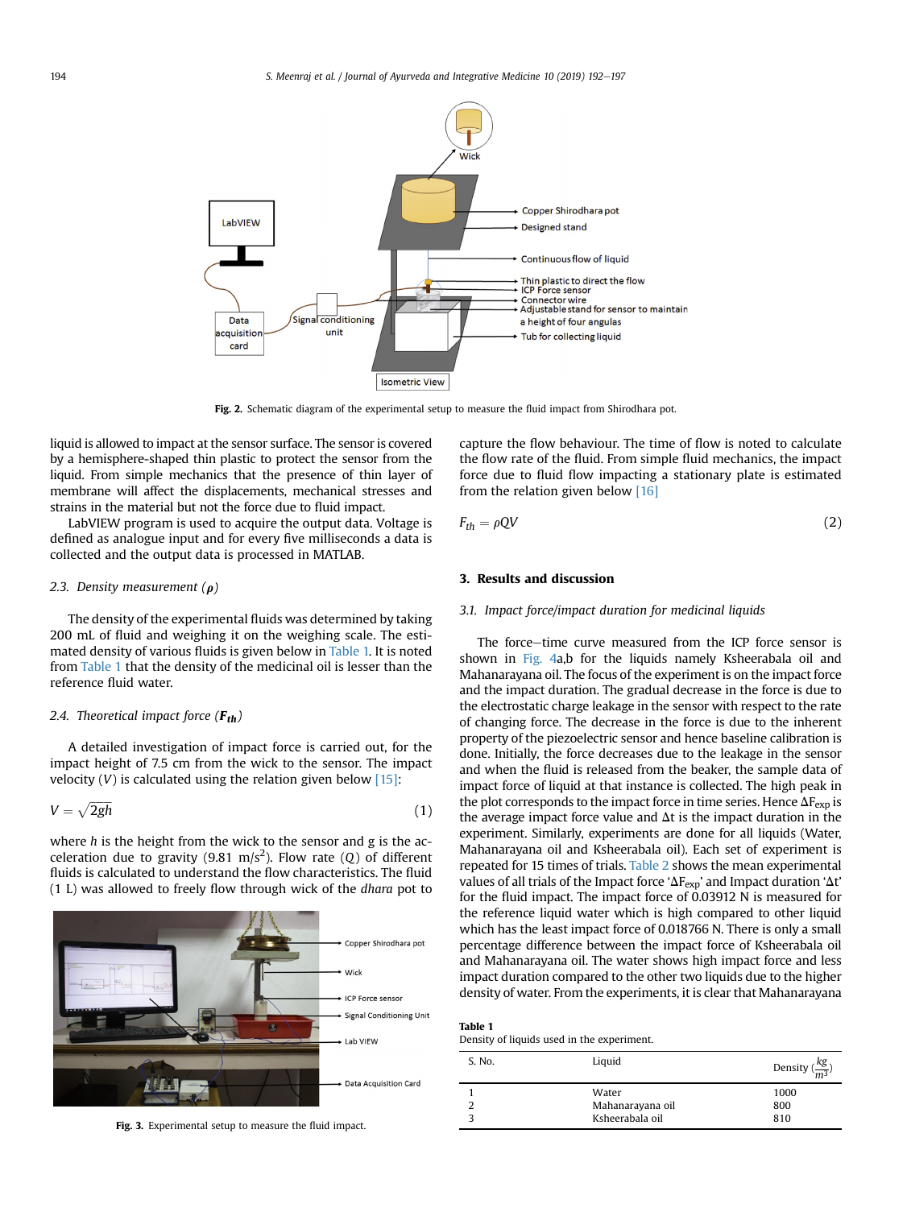Fig. 2. Schematic diagram of the experimental setup to measure the fluid impact from Shirodhara pot.

liquid is allowed to impact at the sensor surface. The sensor is covered by a hemisphere-shaped thin plastic to protect the sensor from the liquid. From simple mechanics that the presence of thin layer of membrane will affect the displacements, mechanical stresses and strains in the material but not the force due to fluid impact.

LabVIEW program is used to acquire the output data. Voltage is defined as analogue input and for every five milliseconds a data is collected and the output data is processed in MATLAB.

### 2.3. Density measurement ($\rho$)

The density of the experimental fluids was determined by taking 200 mL of fluid and weighing it on the weighing scale. The estimated density of various fluids is given below in Table 1. It is noted from Table 1 that the density of the medicinal oil is lesser than the reference fluid water.

### 2.4. Theoretical impact force ($F_{th}$)

A detailed investigation of impact force is carried out, for the impact height of 7.5 cm from the wick to the sensor. The impact velocity ($V$) is calculated using the relation given below [15]:

$$V = \sqrt{2gh} \tag{1}$$

where $h$ is the height from the wick to the sensor and g is the acceleration due to gravity (9.81 m/s$^2$). Flow rate ($Q$) of different fluids is calculated to understand the flow characteristics. The fluid (1 L) was allowed to freely flow through wick of the *dhara* pot to capture the flow behaviour. The time of flow is noted to calculate the flow rate of the fluid. From simple fluid mechanics, the impact force due to fluid flow impacting a stationary plate is estimated from the relation given below [16]

$$F_{th} = \rho QV \tag{2}$$

Fig. 3. Experimental setup to measure the fluid impact.

## 3. Results and discussion

### 3.1. Impact force/impact duration for medicinal liquids

The force–time curve measured from the ICP force sensor is shown in Fig. 4a,b for the liquids namely Ksheerabala oil and Mahanarayana oil. The focus of the experiment is on the impact force and the impact duration. The gradual decrease in the force is due to the electrostatic charge leakage in the sensor with respect to the rate of changing force. The decrease in the force is due to the inherent property of the piezoelectric sensor and hence baseline calibration is done. Initially, the force decreases due to the leakage in the sensor and when the fluid is released from the beaker, the sample data of impact force of liquid at that instance is collected. The high peak in the plot corresponds to the impact force in time series. Hence $\Delta F_{exp}$ is the average impact force value and $\Delta t$ is the impact duration in the experiment. Similarly, experiments are done for all liquids (Water, Mahanarayana oil and Ksheerabala oil). Each set of experiment is repeated for 15 times of trials. Table 2 shows the mean experimental values of all trials of the Impact force '$\Delta F_{exp}$' and Impact duration '$\Delta t$' for the fluid impact. The impact force of 0.03912 N is measured for the reference liquid water which is high compared to other liquid which has the least impact force of 0.018766 N. There is only a small percentage difference between the impact force of Ksheerabala oil and Mahanarayana oil. The water shows high impact force and less impact duration compared to the other two liquids due to the higher density of water. From the experiments, it is clear that Mahanarayana

**Table 1**
Density of liquids used in the experiment.

| S. No. | Liquid | Density ($\frac{kg}{m^3}$) |
|---|---|---|
| 1 | Water | 1000 |
| 2 | Mahanarayana oil | 800 |
| 3 | Ksheerabala oil | 810 |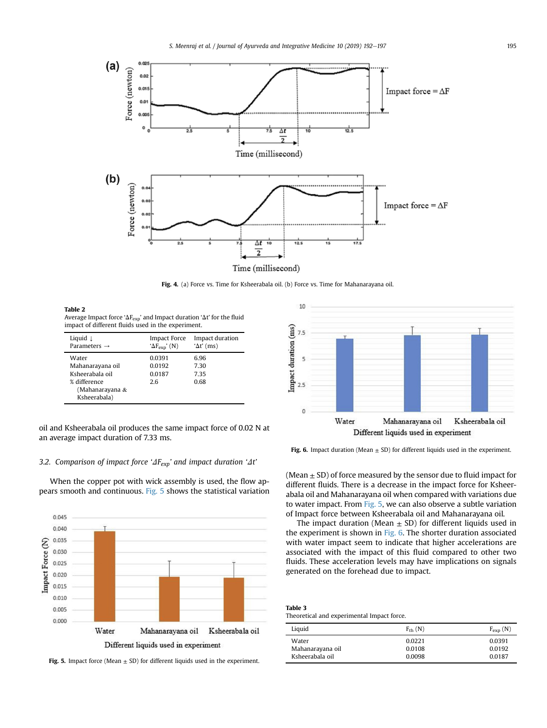Fig. 4. (a) Force vs. Time for Ksheerabala oil. (b) Force vs. Time for Mahanarayana oil.

**Table 2**
Average Impact force '$\Delta F_{exp}$' and Impact duration '$\Delta t$' for the fluid impact of different fluids used in the experiment.

| Liquid ↓ Parameters → | Impact Force '$\Delta F_{exp}$' (N) | Impact duration '$\Delta t$' (ms) |
|---|---|---|
| Water | 0.0391 | 6.96 |
| Mahanarayana oil | 0.0192 | 7.30 |
| Ksheerabala oil | 0.0187 | 7.35 |
| % difference (Mahanarayana & Ksheerabala) | 2.6 | 0.68 |

oil and Ksheerabala oil produces the same impact force of 0.02 N at an average impact duration of 7.33 ms.

### 3.2. Comparison of impact force '$\Delta F_{exp}$' and impact duration '$\Delta t$'

When the copper pot with wick assembly is used, the flow appears smooth and continuous. Fig. 5 shows the statistical variation (Mean ± SD) of force measured by the sensor due to fluid impact for different fluids. There is a decrease in the impact force for Ksheerabala oil and Mahanarayana oil when compared with variations due to water impact. From Fig. 5, we can also observe a subtle variation of Impact force between Ksheerabala oil and Mahanarayana oil.

The impact duration (Mean ± SD) for different liquids used in the experiment is shown in Fig. 6. The shorter duration associated with water impact seem to indicate that higher accelerations are associated with the impact of this fluid compared to other two fluids. These acceleration levels may have implications on signals generated on the forehead due to impact.

Fig. 5. Impact force (Mean ± SD) for different liquids used in the experiment.

Fig. 6. Impact duration (Mean ± SD) for different liquids used in the experiment.

**Table 3**
Theoretical and experimental Impact force.

| Liquid | $F_{th}$ (N) | $F_{exp}$ (N) |
|---|---|---|
| Water | 0.0221 | 0.0391 |
| Mahanarayana oil | 0.0108 | 0.0192 |
| Ksheerabala oil | 0.0098 | 0.0187 |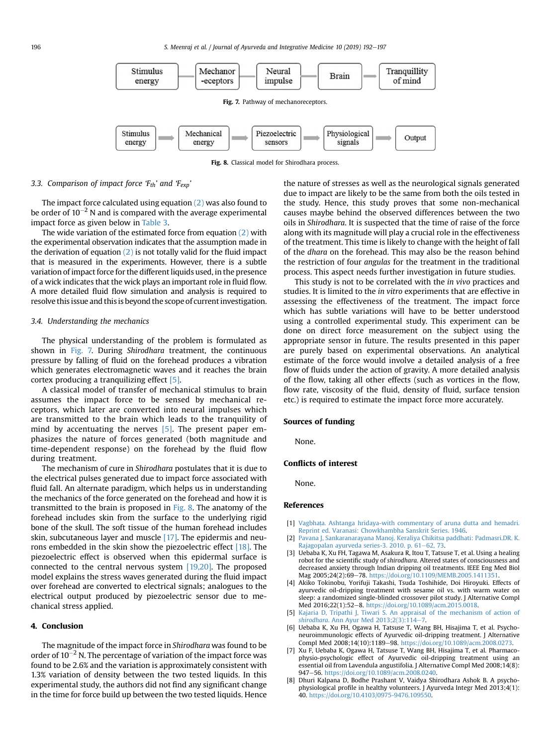Stimulus energy

Mechanor -eceptors

Neural impulse

Brain

Tranquillity of mind

**Fig. 7.** Pathway of mechanoreceptors.

Stimulus energy

Mechanical energy

Piezoelectric sensors

Physiological signals

Output

**Fig. 8.** Classical model for Shirodhara process.

### 3.3. Comparison of impact force '$F_{th}$' and '$F_{exp}$'

The impact force calculated using equation (2) was also found to be order of $10^{-2}$ N and is compared with the average experimental impact force as given below in Table 3.

The wide variation of the estimated force from equation (2) with the experimental observation indicates that the assumption made in the derivation of equation (2) is not totally valid for the fluid impact that is measured in the experiments. However, there is a subtle variation of impact force for the different liquids used, in the presence of a wick indicates that the wick plays an important role in fluid flow. A more detailed fluid flow simulation and analysis is required to resolve this issue and this is beyond the scope of current investigation.

### 3.4. Understanding the mechanics

The physical understanding of the problem is formulated as shown in Fig. 7. During *Shirodhara* treatment, the continuous pressure by falling of fluid on the forehead produces a vibration which generates electromagnetic waves and it reaches the brain cortex producing a tranquilizing effect [5].

A classical model of transfer of mechanical stimulus to brain assumes the impact force to be sensed by mechanical receptors, which later are converted into neural impulses which are transmitted to the brain which leads to the tranquility of mind by accentuating the nerves [5]. The present paper emphasizes the nature of forces generated (both magnitude and time-dependent response) on the forehead by the fluid flow during treatment.

The mechanism of cure in *Shirodhara* postulates that it is due to the electrical pulses generated due to impact force associated with fluid fall. An alternate paradigm, which helps us in understanding the mechanics of the force generated on the forehead and how it is transmitted to the brain is proposed in Fig. 8. The anatomy of the forehead includes skin from the surface to the underlying rigid bone of the skull. The soft tissue of the human forehead includes skin, subcutaneous layer and muscle [17]. The epidermis and neurons embedded in the skin show the piezoelectric effect [18]. The piezoelectric effect is observed when this epidermal surface is connected to the central nervous system [19,20]. The proposed model explains the stress waves generated during the fluid impact over forehead are converted to electrical signals; analogues to the electrical output produced by piezoelectric sensor due to mechanical stress applied.

## 4. Conclusion

The magnitude of the impact force in *Shirodhara* was found to be order of $10^{-2}$ N. The percentage of variation of the impact force was found to be 2.6% and the variation is approximately consistent with 1.3% variation of density between the two tested liquids. In this experimental study, the authors did not find any significant change in the time for force build up between the two tested liquids. Hence the nature of stresses as well as the neurological signals generated due to impact are likely to be the same from both the oils tested in the study. Hence, this study proves that some non-mechanical causes maybe behind the observed differences between the two oils in *Shirodhara*. It is suspected that the time of raise of the force along with its magnitude will play a crucial role in the effectiveness of the treatment. This time is likely to change with the height of fall of the *dhara* on the forehead. This may also be the reason behind the restriction of four *angulas* for the treatment in the traditional process. This aspect needs further investigation in future studies.

This study is not to be correlated with the *in vivo* practices and studies. It is limited to the *in vitro* experiments that are effective in assessing the effectiveness of the treatment. The impact force which has subtle variations will have to be better understood using a controlled experimental study. This experiment can be done on direct force measurement on the subject using the appropriate sensor in future. The results presented in this paper are purely based on experimental observations. An analytical estimate of the force would involve a detailed analysis of a free flow of fluids under the action of gravity. A more detailed analysis of the flow, taking all other effects (such as vortices in the flow, flow rate, viscosity of the fluid, density of fluid, surface tension etc.) is required to estimate the impact force more accurately.

## Sources of funding

None.

## Conflicts of interest

None.

## References

[1] Vagbhaṭa. Ashtanga hridaya-with commentary of aruna dutta and hemadri. Reprint ed. Varanasi: Chowkhambha Sanskrit Series. 1946.

[2] Pavana J, Sankaranarayana Manoj. Keraliya Chikitsa paddhati: Padmasri.DR. K. Rajagopalan ayurveda series-3. 2010. p. 61–62, 73.

[3] Uebaba K, Xu FH, Tagawa M, Asakura R, Itou T, Tatsuse T, et al. Using a healing robot for the scientific study of *shirodhara*. Altered states of consciousness and decreased anxiety through Indian dripping oil treatments. IEEE Eng Med Biol Mag 2005;24(2):69–78. https://doi.org/10.1109/MEMB.2005.1411351.

[4] Akiko Tokinobu, Yorifuji Takashi, Tsuda Toshihide, Doi Hiroyuki. Effects of ayurvedic oil-dripping treatment with sesame oil vs. with warm water on sleep: a randomized single-blinded crossover pilot study. J Alternative Compl Med 2016;22(1):52–8. https://doi.org/10.1089/acm.2015.0018.

[5] Kajaria D, Tripathi J, Tiwari S. An appraisal of the mechanism of action of *shirodhara*. Ann Ayur Med 2013;2(3):114–7.

[6] Uebaba K, Xu FH, Ogawa H, Tatsuse T, Wang BH, Hisajima T, et al. Psychoneuroimmunologic effects of Ayurvedic oil-dripping treatment. J Alternative Compl Med 2008;14(10):1189–98. https://doi.org/10.1089/acm.2008.0273.

[7] Xu F, Uebaba K, Ogawa H, Tatsuse T, Wang BH, Hisajima T, et al. Pharmaco-physio-psychologic effect of Ayurvedic oil-dripping treatment using an essential oil from Lavendula angustifolia. J Alternative Compl Med 2008;14(8): 947–56. https://doi.org/10.1089/acm.2008.0240.

[8] Dhuri Kalpana D, Bodhe Prashant V, Vaidya Shirodhara Ashok B. A psycho-physiological profile in healthy volunteers. J Ayurveda Integr Med 2013;4(1): 40. https://doi.org/10.4103/0975-9476.109550.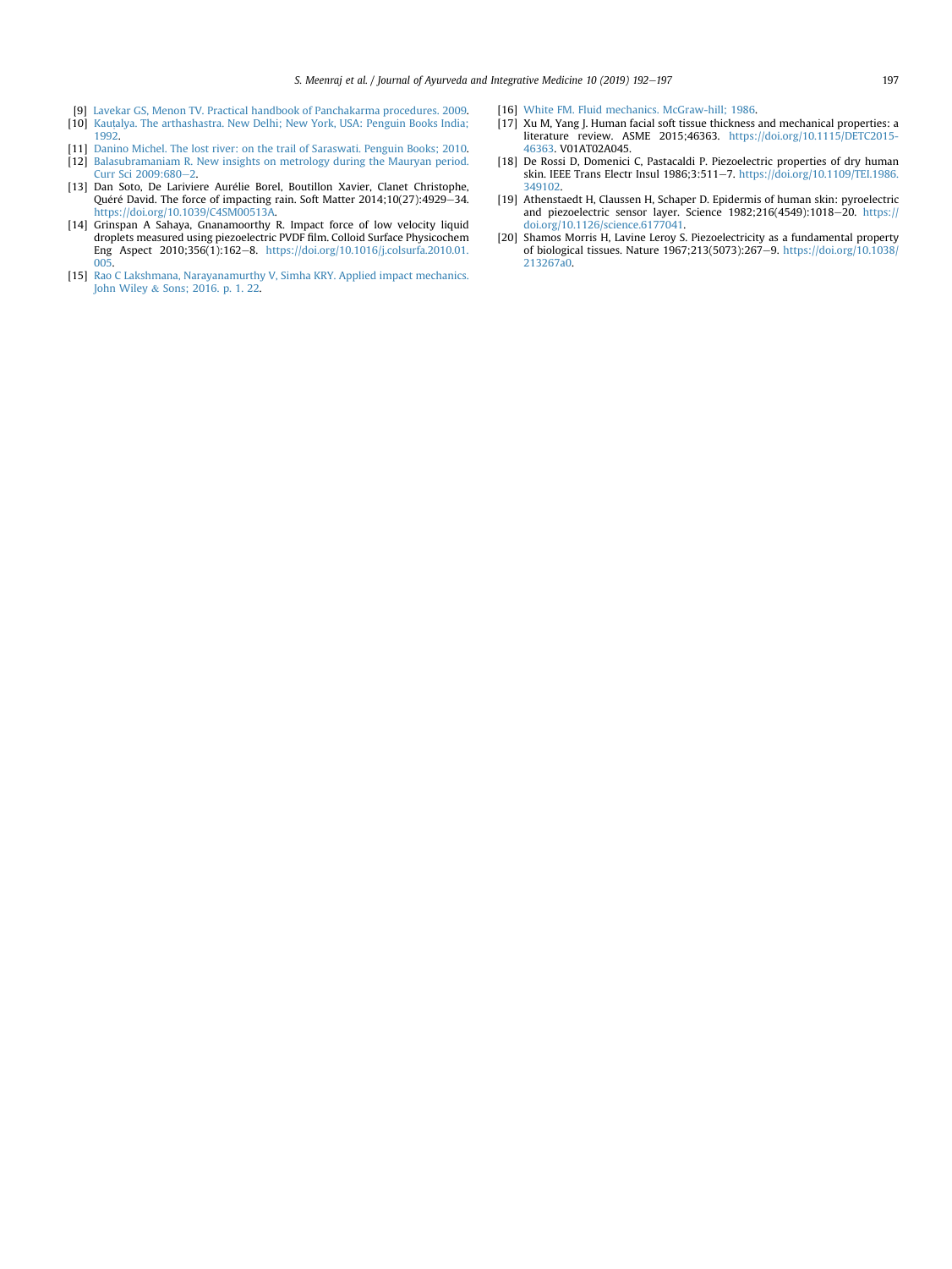[9] Lavekar GS, Menon TV. Practical handbook of Panchakarma procedures. 2009.

[10] Kauṭalya. The arthashastra. New Delhi; New York, USA: Penguin Books India; 1992.

[11] Danino Michel. The lost river: on the trail of Saraswati. Penguin Books; 2010.

[12] Balasubramaniam R. New insights on metrology during the Mauryan period. Curr Sci 2009:680–2.

[13] Dan Soto, De Lariviere Aurélie Borel, Boutillon Xavier, Clanet Christophe, Quéré David. The force of impacting rain. Soft Matter 2014;10(27):4929–34. https://doi.org/10.1039/C4SM00513A.

[14] Grinspan A Sahaya, Gnanamoorthy R. Impact force of low velocity liquid droplets measured using piezoelectric PVDF film. Colloid Surface Physicochem Eng Aspect 2010;356(1):162–8. https://doi.org/10.1016/j.colsurfa.2010.01.005.

[15] Rao C Lakshmana, Narayanamurthy V, Simha KRY. Applied impact mechanics. John Wiley & Sons; 2016. p. 1. 22.

[16] White FM. Fluid mechanics. McGraw-hill; 1986.

[17] Xu M, Yang J. Human facial soft tissue thickness and mechanical properties: a literature review. ASME 2015;46363. https://doi.org/10.1115/DETC2015-46363. V01AT02A045.

[18] De Rossi D, Domenici C, Pastacaldi P. Piezoelectric properties of dry human skin. IEEE Trans Electr Insul 1986;3:511–7. https://doi.org/10.1109/TEI.1986.349102.

[19] Athenstaedt H, Claussen H, Schaper D. Epidermis of human skin: pyroelectric and piezoelectric sensor layer. Science 1982;216(4549):1018–20. https://doi.org/10.1126/science.6177041.

[20] Shamos Morris H, Lavine Leroy S. Piezoelectricity as a fundamental property of biological tissues. Nature 1967;213(5073):267–9. https://doi.org/10.1038/213267a0.